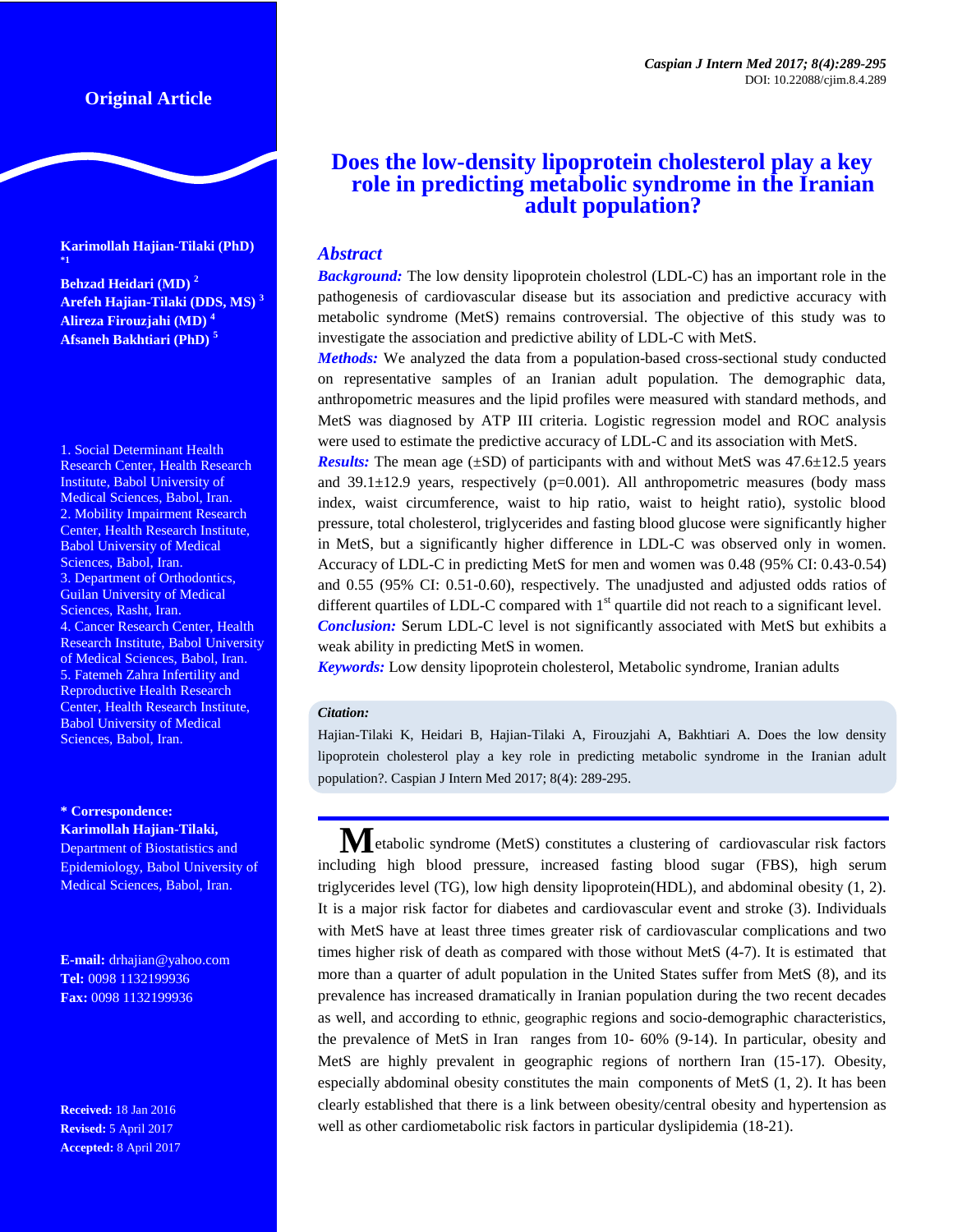Original Article

# Does the low-density lipoprotein cholesterol play a key role in predicting metabolic syndrome in the Iranian adult population?

**Karimollah Hajian-Tilaki (PhD) [*1]**

**Behzad Heidari (MD) [2]**
**Arefeh Hajian-Tilaki (DDS, MS) [3]**
**Alireza Firouzjahi (MD) [4]**
**Afsaneh Bakhtiari (PhD) [5]**

1. Social Determinant Health Research Center, Health Research Institute, Babol University of Medical Sciences, Babol, Iran.
2. Mobility Impairment Research Center, Health Research Institute, Babol University of Medical Sciences, Babol, Iran.
3. Department of Orthodontics, Guilan University of Medical Sciences, Rasht, Iran.
4. Cancer Research Center, Health Research Institute, Babol University of Medical Sciences, Babol, Iran.
5. Fatemeh Zahra Infertility and Reproductive Health Research Center, Health Research Institute, Babol University of Medical Sciences, Babol, Iran.

**\* Correspondence:**
**Karimollah Hajian-Tilaki,**
Department of Biostatistics and Epidemiology, Babol University of Medical Sciences, Babol, Iran.

**E-mail:** drhajian@yahoo.com
**Tel:** 0098 1132199936
**Fax:** 0098 1132199936

**Received:** 18 Jan 2016
**Revised:** 5 April 2017
**Accepted:** 8 April 2017

## *Abstract*

***Background:*** The low density lipoprotein cholestrol (LDL-C) has an important role in the pathogenesis of cardiovascular disease but its association and predictive accuracy with metabolic syndrome (MetS) remains controversial. The objective of this study was to investigate the association and predictive ability of LDL-C with MetS.

***Methods:*** We analyzed the data from a population-based cross-sectional study conducted on representative samples of an Iranian adult population. The demographic data, anthropometric measures and the lipid profiles were measured with standard methods, and MetS was diagnosed by ATP III criteria. Logistic regression model and ROC analysis were used to estimate the predictive accuracy of LDL-C and its association with MetS.

***Results:*** The mean age (±SD) of participants with and without MetS was 47.6±12.5 years and 39.1±12.9 years, respectively (p=0.001). All anthropometric measures (body mass index, waist circumference, waist to hip ratio, waist to height ratio), systolic blood pressure, total cholesterol, triglycerides and fasting blood glucose were significantly higher in MetS, but a significantly higher difference in LDL-C was observed only in women. Accuracy of LDL-C in predicting MetS for men and women was 0.48 (95% CI: 0.43-0.54) and 0.55 (95% CI: 0.51-0.60), respectively. The unadjusted and adjusted odds ratios of different quartiles of LDL-C compared with 1st quartile did not reach to a significant level.

***Conclusion:*** Serum LDL-C level is not significantly associated with MetS but exhibits a weak ability in predicting MetS in women.

***Keywords:*** Low density lipoprotein cholesterol, Metabolic syndrome, Iranian adults

***Citation:***
Hajian-Tilaki K, Heidari B, Hajian-Tilaki A, Firouzjahi A, Bakhtiari A. Does the low density lipoprotein cholesterol play a key role in predicting metabolic syndrome in the Iranian adult population?. Caspian J Intern Med 2017; 8(4): 289-295.

Metabolic syndrome (MetS) constitutes a clustering of cardiovascular risk factors including high blood pressure, increased fasting blood sugar (FBS), high serum triglycerides level (TG), low high density lipoprotein(HDL), and abdominal obesity (1, 2). It is a major risk factor for diabetes and cardiovascular event and stroke (3). Individuals with MetS have at least three times greater risk of cardiovascular complications and two times higher risk of death as compared with those without MetS (4-7). It is estimated that more than a quarter of adult population in the United States suffer from MetS (8), and its prevalence has increased dramatically in Iranian population during the two recent decades as well, and according to ethnic, geographic regions and socio-demographic characteristics, the prevalence of MetS in Iran ranges from 10- 60% (9-14). In particular, obesity and MetS are highly prevalent in geographic regions of northern Iran (15-17). Obesity, especially abdominal obesity constitutes the main components of MetS (1, 2). It has been clearly established that there is a link between obesity/central obesity and hypertension as well as other cardiometabolic risk factors in particular dyslipidemia (18-21).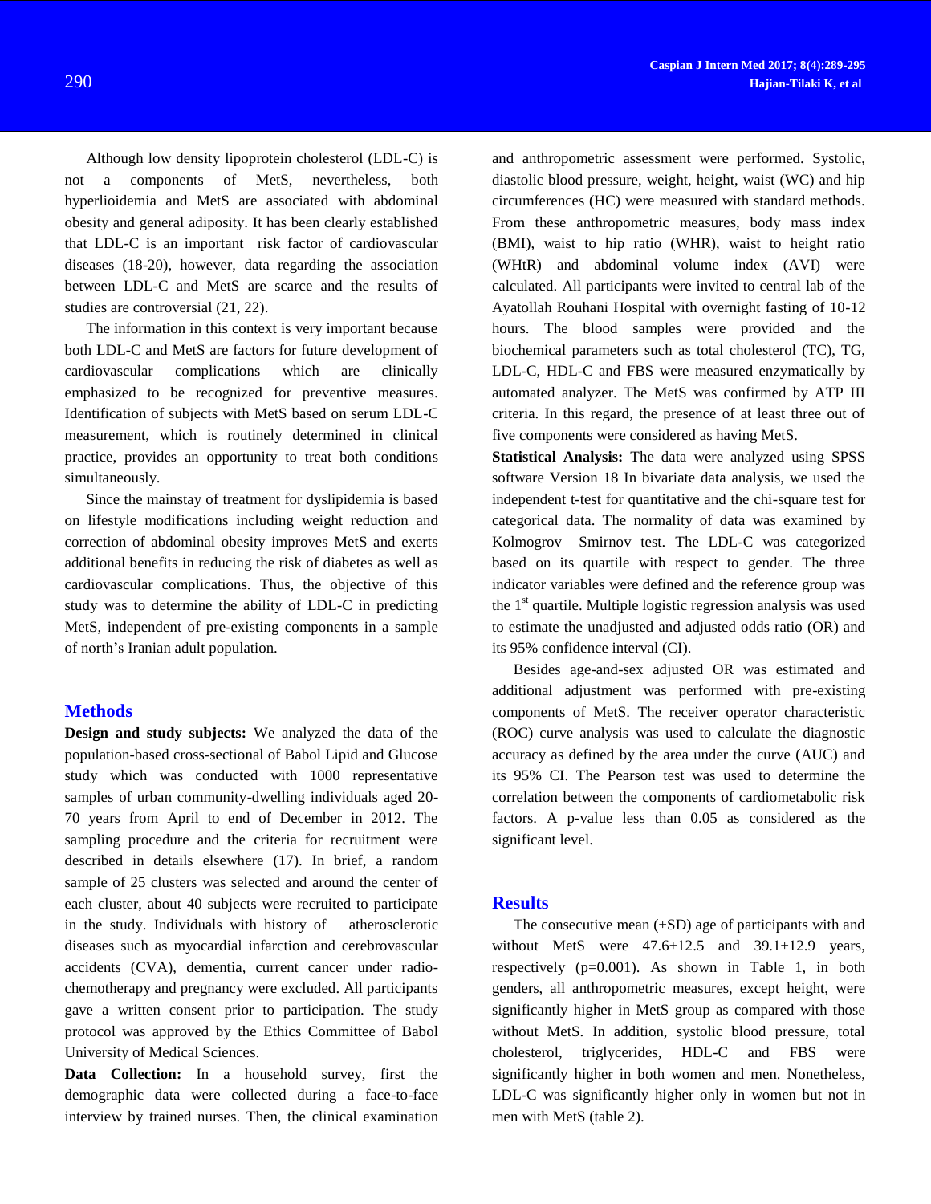Although low density lipoprotein cholesterol (LDL-C) is not a components of MetS, nevertheless, both hyperlioidemia and MetS are associated with abdominal obesity and general adiposity. It has been clearly established that LDL-C is an important risk factor of cardiovascular diseases (18-20), however, data regarding the association between LDL-C and MetS are scarce and the results of studies are controversial (21, 22).

The information in this context is very important because both LDL-C and MetS are factors for future development of cardiovascular complications which are clinically emphasized to be recognized for preventive measures. Identification of subjects with MetS based on serum LDL-C measurement, which is routinely determined in clinical practice, provides an opportunity to treat both conditions simultaneously.

Since the mainstay of treatment for dyslipidemia is based on lifestyle modifications including weight reduction and correction of abdominal obesity improves MetS and exerts additional benefits in reducing the risk of diabetes as well as cardiovascular complications. Thus, the objective of this study was to determine the ability of LDL-C in predicting MetS, independent of pre-existing components in a sample of north's Iranian adult population.

## Methods

**Design and study subjects:** We analyzed the data of the population-based cross-sectional of Babol Lipid and Glucose study which was conducted with 1000 representative samples of urban community-dwelling individuals aged 20-70 years from April to end of December in 2012. The sampling procedure and the criteria for recruitment were described in details elsewhere (17). In brief, a random sample of 25 clusters was selected and around the center of each cluster, about 40 subjects were recruited to participate in the study. Individuals with history of atherosclerotic diseases such as myocardial infarction and cerebrovascular accidents (CVA), dementia, current cancer under radio-chemotherapy and pregnancy were excluded. All participants gave a written consent prior to participation. The study protocol was approved by the Ethics Committee of Babol University of Medical Sciences.

**Data Collection:** In a household survey, first the demographic data were collected during a face-to-face interview by trained nurses. Then, the clinical examination and anthropometric assessment were performed. Systolic, diastolic blood pressure, weight, height, waist (WC) and hip circumferences (HC) were measured with standard methods. From these anthropometric measures, body mass index (BMI), waist to hip ratio (WHR), waist to height ratio (WHtR) and abdominal volume index (AVI) were calculated. All participants were invited to central lab of the Ayatollah Rouhani Hospital with overnight fasting of 10-12 hours. The blood samples were provided and the biochemical parameters such as total cholesterol (TC), TG, LDL-C, HDL-C and FBS were measured enzymatically by automated analyzer. The MetS was confirmed by ATP III criteria. In this regard, the presence of at least three out of five components were considered as having MetS.

**Statistical Analysis:** The data were analyzed using SPSS software Version 18 In bivariate data analysis, we used the independent t-test for quantitative and the chi-square test for categorical data. The normality of data was examined by Kolmogrov –Smirnov test. The LDL-C was categorized based on its quartile with respect to gender. The three indicator variables were defined and the reference group was the 1st quartile. Multiple logistic regression analysis was used to estimate the unadjusted and adjusted odds ratio (OR) and its 95% confidence interval (CI).

Besides age-and-sex adjusted OR was estimated and additional adjustment was performed with pre-existing components of MetS. The receiver operator characteristic (ROC) curve analysis was used to calculate the diagnostic accuracy as defined by the area under the curve (AUC) and its 95% CI. The Pearson test was used to determine the correlation between the components of cardiometabolic risk factors. A p-value less than 0.05 as considered as the significant level.

## Results

The consecutive mean (±SD) age of participants with and without MetS were 47.6±12.5 and 39.1±12.9 years, respectively (p=0.001). As shown in Table 1, in both genders, all anthropometric measures, except height, were significantly higher in MetS group as compared with those without MetS. In addition, systolic blood pressure, total cholesterol, triglycerides, HDL-C and FBS were significantly higher in both women and men. Nonetheless, LDL-C was significantly higher only in women but not in men with MetS (table 2).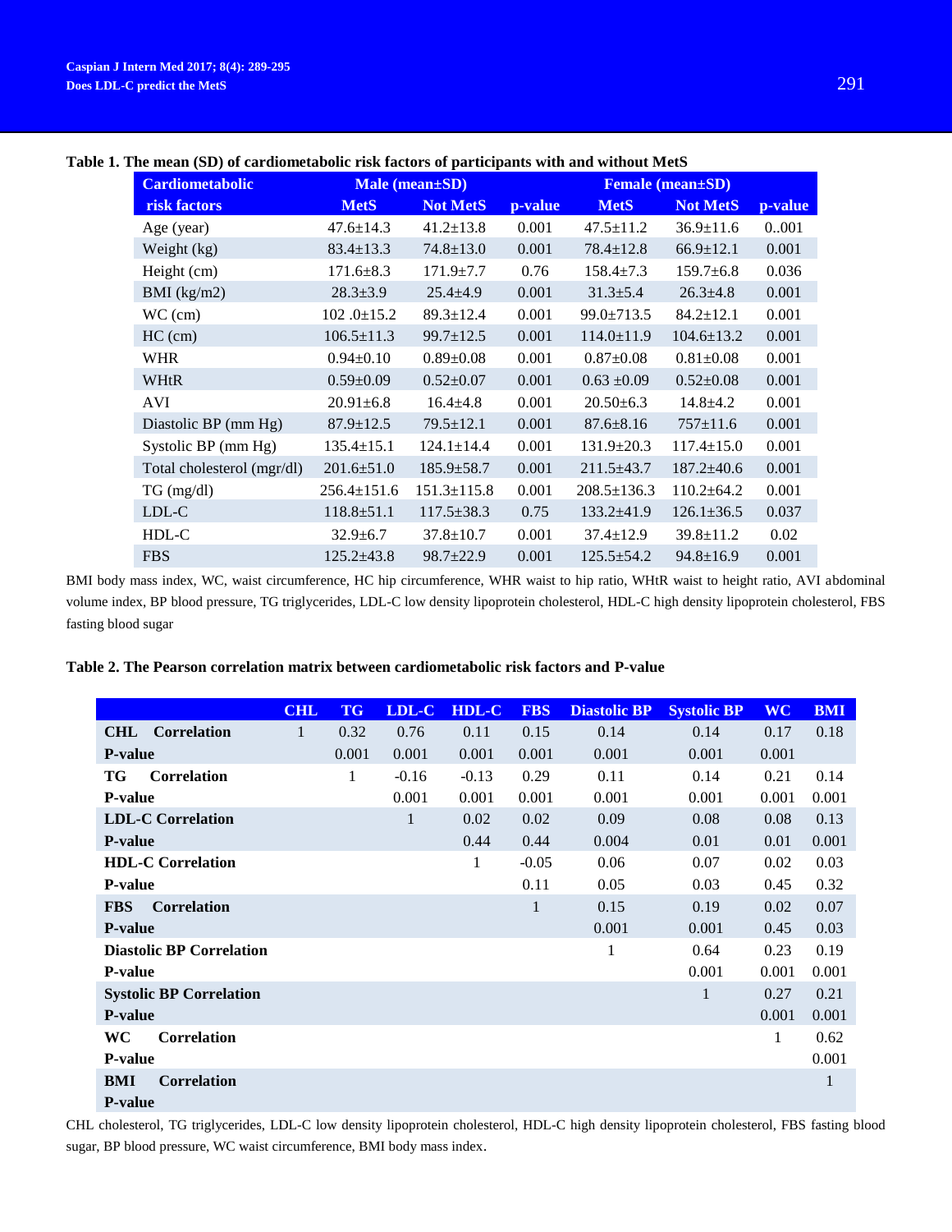**Table 1. The mean (SD) of cardiometabolic risk factors of participants with and without MetS**

| Cardiometabolic risk factors | Male (mean±SD) MetS | Not MetS | p-value | Female (mean±SD) MetS | Not MetS | p-value |
|---|---|---|---|---|---|---|
| Age (year) | 47.6±14.3 | 41.2±13.8 | 0.001 | 47.5±11.2 | 36.9±11.6 | 0..001 |
| Weight (kg) | 83.4±13.3 | 74.8±13.0 | 0.001 | 78.4±12.8 | 66.9±12.1 | 0.001 |
| Height (cm) | 171.6±8.3 | 171.9±7.7 | 0.76 | 158.4±7.3 | 159.7±6.8 | 0.036 |
| BMI (kg/m2) | 28.3±3.9 | 25.4±4.9 | 0.001 | 31.3±5.4 | 26.3±4.8 | 0.001 |
| WC (cm) | 102 .0±15.2 | 89.3±12.4 | 0.001 | 99.0±713.5 | 84.2±12.1 | 0.001 |
| HC (cm) | 106.5±11.3 | 99.7±12.5 | 0.001 | 114.0±11.9 | 104.6±13.2 | 0.001 |
| WHR | 0.94±0.10 | 0.89±0.08 | 0.001 | 0.87±0.08 | 0.81±0.08 | 0.001 |
| WHtR | 0.59±0.09 | 0.52±0.07 | 0.001 | 0.63 ±0.09 | 0.52±0.08 | 0.001 |
| AVI | 20.91±6.8 | 16.4±4.8 | 0.001 | 20.50±6.3 | 14.8±4.2 | 0.001 |
| Diastolic BP (mm Hg) | 87.9±12.5 | 79.5±12.1 | 0.001 | 87.6±8.16 | 757±11.6 | 0.001 |
| Systolic BP (mm Hg) | 135.4±15.1 | 124.1±14.4 | 0.001 | 131.9±20.3 | 117.4±15.0 | 0.001 |
| Total cholesterol (mgr/dl) | 201.6±51.0 | 185.9±58.7 | 0.001 | 211.5±43.7 | 187.2±40.6 | 0.001 |
| TG (mg/dl) | 256.4±151.6 | 151.3±115.8 | 0.001 | 208.5±136.3 | 110.2±64.2 | 0.001 |
| LDL-C | 118.8±51.1 | 117.5±38.3 | 0.75 | 133.2±41.9 | 126.1±36.5 | 0.037 |
| HDL-C | 32.9±6.7 | 37.8±10.7 | 0.001 | 37.4±12.9 | 39.8±11.2 | 0.02 |
| FBS | 125.2±43.8 | 98.7±22.9 | 0.001 | 125.5±54.2 | 94.8±16.9 | 0.001 |

BMI body mass index, WC, waist circumference, HC hip circumference, WHR waist to hip ratio, WHtR waist to height ratio, AVI abdominal volume index, BP blood pressure, TG triglycerides, LDL-C low density lipoprotein cholesterol, HDL-C high density lipoprotein cholesterol, FBS fasting blood sugar

**Table 2. The Pearson correlation matrix between cardiometabolic risk factors and P-value**

| | CHL | TG | LDL-C | HDL-C | FBS | Diastolic BP | Systolic BP | WC | BMI |
|---|---|---|---|---|---|---|---|---|---|
| **CHL Correlation** | 1 | 0.32 | 0.76 | 0.11 | 0.15 | 0.14 | 0.14 | 0.17 | 0.18 |
| **P-value** | | 0.001 | 0.001 | 0.001 | 0.001 | 0.001 | 0.001 | 0.001 | |
| **TG Correlation** | | 1 | -0.16 | -0.13 | 0.29 | 0.11 | 0.14 | 0.21 | 0.14 |
| **P-value** | | | 0.001 | 0.001 | 0.001 | 0.001 | 0.001 | 0.001 | 0.001 |
| **LDL-C Correlation** | | | 1 | 0.02 | 0.02 | 0.09 | 0.08 | 0.08 | 0.13 |
| **P-value** | | | | 0.44 | 0.44 | 0.004 | 0.01 | 0.01 | 0.001 |
| **HDL-C Correlation** | | | | 1 | -0.05 | 0.06 | 0.07 | 0.02 | 0.03 |
| **P-value** | | | | | 0.11 | 0.05 | 0.03 | 0.45 | 0.32 |
| **FBS Correlation** | | | | | 1 | 0.15 | 0.19 | 0.02 | 0.07 |
| **P-value** | | | | | | 0.001 | 0.001 | 0.45 | 0.03 |
| **Diastolic BP Correlation** | | | | | | 1 | 0.64 | 0.23 | 0.19 |
| **P-value** | | | | | | | 0.001 | 0.001 | 0.001 |
| **Systolic BP Correlation** | | | | | | | 1 | 0.27 | 0.21 |
| **P-value** | | | | | | | | 0.001 | 0.001 |
| **WC Correlation** | | | | | | | | 1 | 0.62 |
| **P-value** | | | | | | | | | 0.001 |
| **BMI Correlation** | | | | | | | | | 1 |
| **P-value** | | | | | | | | | |

CHL cholesterol, TG triglycerides, LDL-C low density lipoprotein cholesterol, HDL-C high density lipoprotein cholesterol, FBS fasting blood sugar, BP blood pressure, WC waist circumference, BMI body mass index.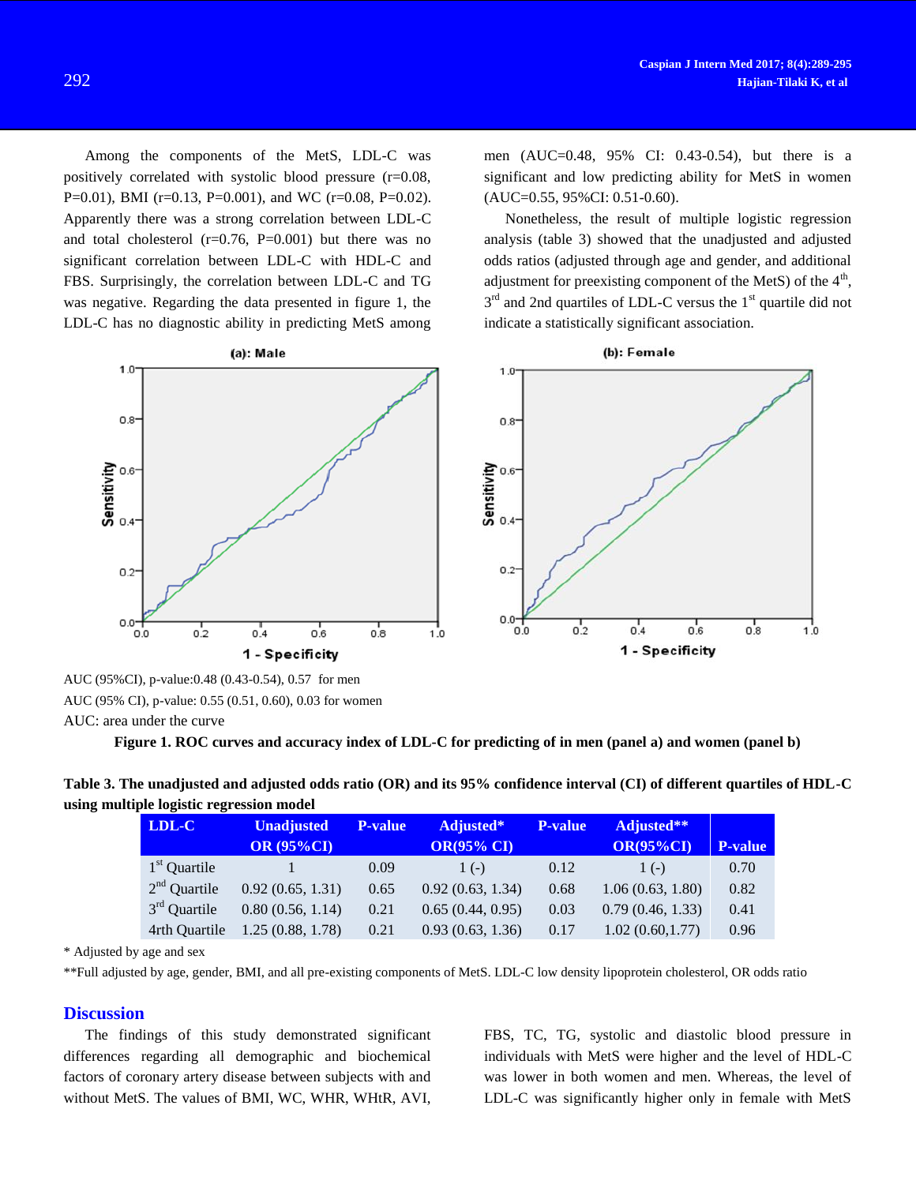Among the components of the MetS, LDL-C was positively correlated with systolic blood pressure (r=0.08, P=0.01), BMI (r=0.13, P=0.001), and WC (r=0.08, P=0.02). Apparently there was a strong correlation between LDL-C and total cholesterol (r=0.76, P=0.001) but there was no significant correlation between LDL-C with HDL-C and FBS. Surprisingly, the correlation between LDL-C and TG was negative. Regarding the data presented in figure 1, the LDL-C has no diagnostic ability in predicting MetS among men (AUC=0.48, 95% CI: 0.43-0.54), but there is a significant and low predicting ability for MetS in women (AUC=0.55, 95%CI: 0.51-0.60).

Nonetheless, the result of multiple logistic regression analysis (table 3) showed that the unadjusted and adjusted odds ratios (adjusted through age and gender, and additional adjustment for preexisting component of the MetS) of the 4th, 3rd and 2nd quartiles of LDL-C versus the 1st quartile did not indicate a statistically significant association.

AUC (95%CI), p-value:0.48 (0.43-0.54), 0.57 for men

AUC (95% CI), p-value: 0.55 (0.51, 0.60), 0.03 for women

AUC: area under the curve

**Figure 1. ROC curves and accuracy index of LDL-C for predicting of in men (panel a) and women (panel b)**

**Table 3. The unadjusted and adjusted odds ratio (OR) and its 95% confidence interval (CI) of different quartiles of HDL-C using multiple logistic regression model**

| LDL-C | Unadjusted OR (95%CI) | P-value | Adjusted* OR(95% CI) | P-value | Adjusted** OR(95%CI) | P-value |
|---|---|---|---|---|---|---|
| 1st Quartile | 1 | 0.09 | 1 (-) | 0.12 | 1 (-) | 0.70 |
| 2nd Quartile | 0.92 (0.65, 1.31) | 0.65 | 0.92 (0.63, 1.34) | 0.68 | 1.06 (0.63, 1.80) | 0.82 |
| 3rd Quartile | 0.80 (0.56, 1.14) | 0.21 | 0.65 (0.44, 0.95) | 0.03 | 0.79 (0.46, 1.33) | 0.41 |
| 4rth Quartile | 1.25 (0.88, 1.78) | 0.21 | 0.93 (0.63, 1.36) | 0.17 | 1.02 (0.60,1.77) | 0.96 |

* Adjusted by age and sex

**Full adjusted by age, gender, BMI, and all pre-existing components of MetS. LDL-C low density lipoprotein cholesterol, OR odds ratio

## Discussion

The findings of this study demonstrated significant differences regarding all demographic and biochemical factors of coronary artery disease between subjects with and without MetS. The values of BMI, WC, WHR, WHtR, AVI, FBS, TC, TG, systolic and diastolic blood pressure in individuals with MetS were higher and the level of HDL-C was lower in both women and men. Whereas, the level of LDL-C was significantly higher only in female with MetS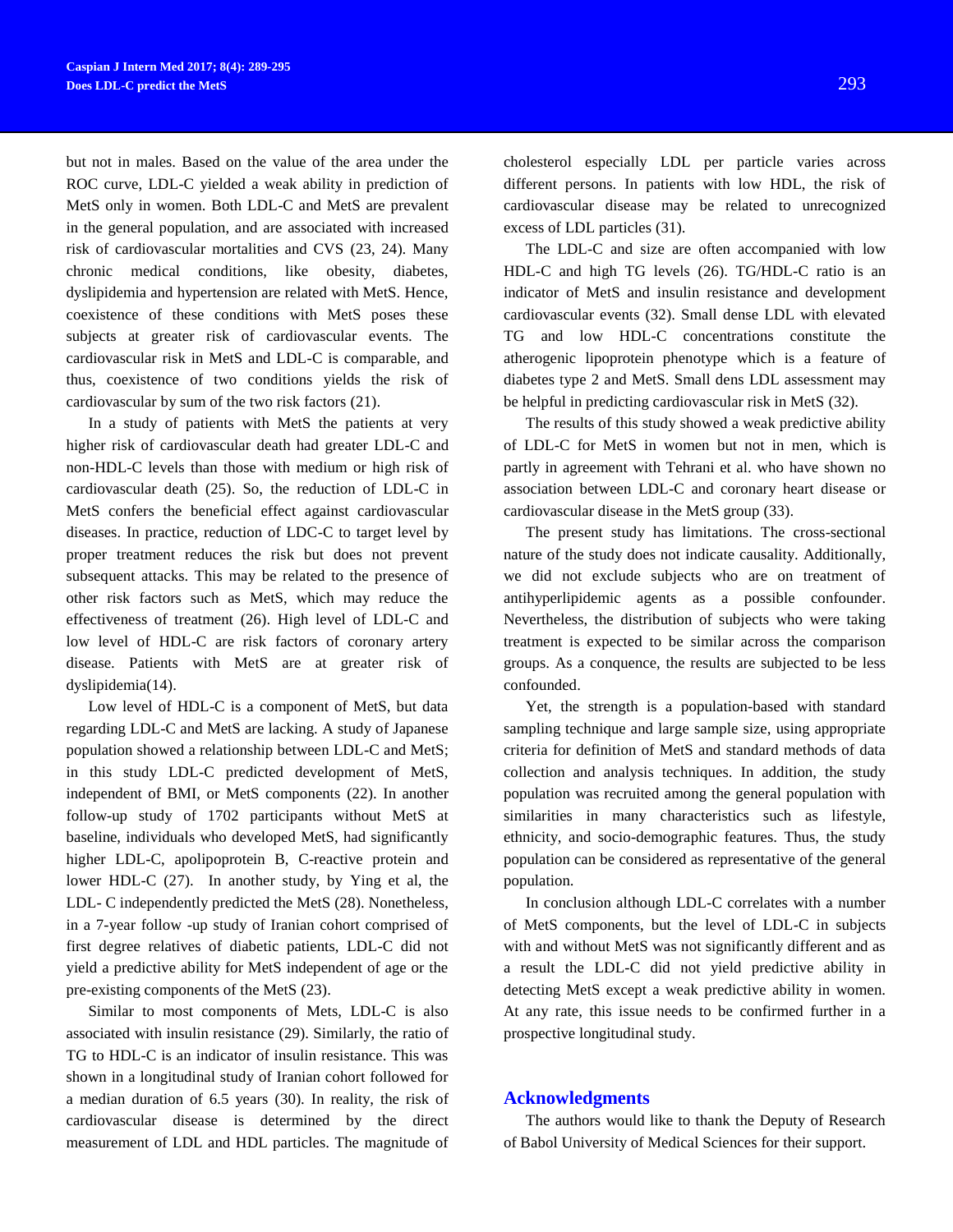but not in males. Based on the value of the area under the ROC curve, LDL-C yielded a weak ability in prediction of MetS only in women. Both LDL-C and MetS are prevalent in the general population, and are associated with increased risk of cardiovascular mortalities and CVS (23, 24). Many chronic medical conditions, like obesity, diabetes, dyslipidemia and hypertension are related with MetS. Hence, coexistence of these conditions with MetS poses these subjects at greater risk of cardiovascular events. The cardiovascular risk in MetS and LDL-C is comparable, and thus, coexistence of two conditions yields the risk of cardiovascular by sum of the two risk factors (21).

In a study of patients with MetS the patients at very higher risk of cardiovascular death had greater LDL-C and non-HDL-C levels than those with medium or high risk of cardiovascular death (25). So, the reduction of LDL-C in MetS confers the beneficial effect against cardiovascular diseases. In practice, reduction of LDC-C to target level by proper treatment reduces the risk but does not prevent subsequent attacks. This may be related to the presence of other risk factors such as MetS, which may reduce the effectiveness of treatment (26). High level of LDL-C and low level of HDL-C are risk factors of coronary artery disease. Patients with MetS are at greater risk of dyslipidemia(14).

Low level of HDL-C is a component of MetS, but data regarding LDL-C and MetS are lacking. A study of Japanese population showed a relationship between LDL-C and MetS; in this study LDL-C predicted development of MetS, independent of BMI, or MetS components (22). In another follow-up study of 1702 participants without MetS at baseline, individuals who developed MetS, had significantly higher LDL-C, apolipoprotein B, C-reactive protein and lower HDL-C (27). In another study, by Ying et al, the LDL- C independently predicted the MetS (28). Nonetheless, in a 7-year follow -up study of Iranian cohort comprised of first degree relatives of diabetic patients, LDL-C did not yield a predictive ability for MetS independent of age or the pre-existing components of the MetS (23).

Similar to most components of Mets, LDL-C is also associated with insulin resistance (29). Similarly, the ratio of TG to HDL-C is an indicator of insulin resistance. This was shown in a longitudinal study of Iranian cohort followed for a median duration of 6.5 years (30). In reality, the risk of cardiovascular disease is determined by the direct measurement of LDL and HDL particles. The magnitude of cholesterol especially LDL per particle varies across different persons. In patients with low HDL, the risk of cardiovascular disease may be related to unrecognized excess of LDL particles (31).

The LDL-C and size are often accompanied with low HDL-C and high TG levels (26). TG/HDL-C ratio is an indicator of MetS and insulin resistance and development cardiovascular events (32). Small dense LDL with elevated TG and low HDL-C concentrations constitute the atherogenic lipoprotein phenotype which is a feature of diabetes type 2 and MetS. Small dens LDL assessment may be helpful in predicting cardiovascular risk in MetS (32).

The results of this study showed a weak predictive ability of LDL-C for MetS in women but not in men, which is partly in agreement with Tehrani et al. who have shown no association between LDL-C and coronary heart disease or cardiovascular disease in the MetS group (33).

The present study has limitations. The cross-sectional nature of the study does not indicate causality. Additionally, we did not exclude subjects who are on treatment of antihyperlipidemic agents as a possible confounder. Nevertheless, the distribution of subjects who were taking treatment is expected to be similar across the comparison groups. As a conquence, the results are subjected to be less confounded.

Yet, the strength is a population-based with standard sampling technique and large sample size, using appropriate criteria for definition of MetS and standard methods of data collection and analysis techniques. In addition, the study population was recruited among the general population with similarities in many characteristics such as lifestyle, ethnicity, and socio-demographic features. Thus, the study population can be considered as representative of the general population.

In conclusion although LDL-C correlates with a number of MetS components, but the level of LDL-C in subjects with and without MetS was not significantly different and as a result the LDL-C did not yield predictive ability in detecting MetS except a weak predictive ability in women. At any rate, this issue needs to be confirmed further in a prospective longitudinal study.

## Acknowledgments

The authors would like to thank the Deputy of Research of Babol University of Medical Sciences for their support.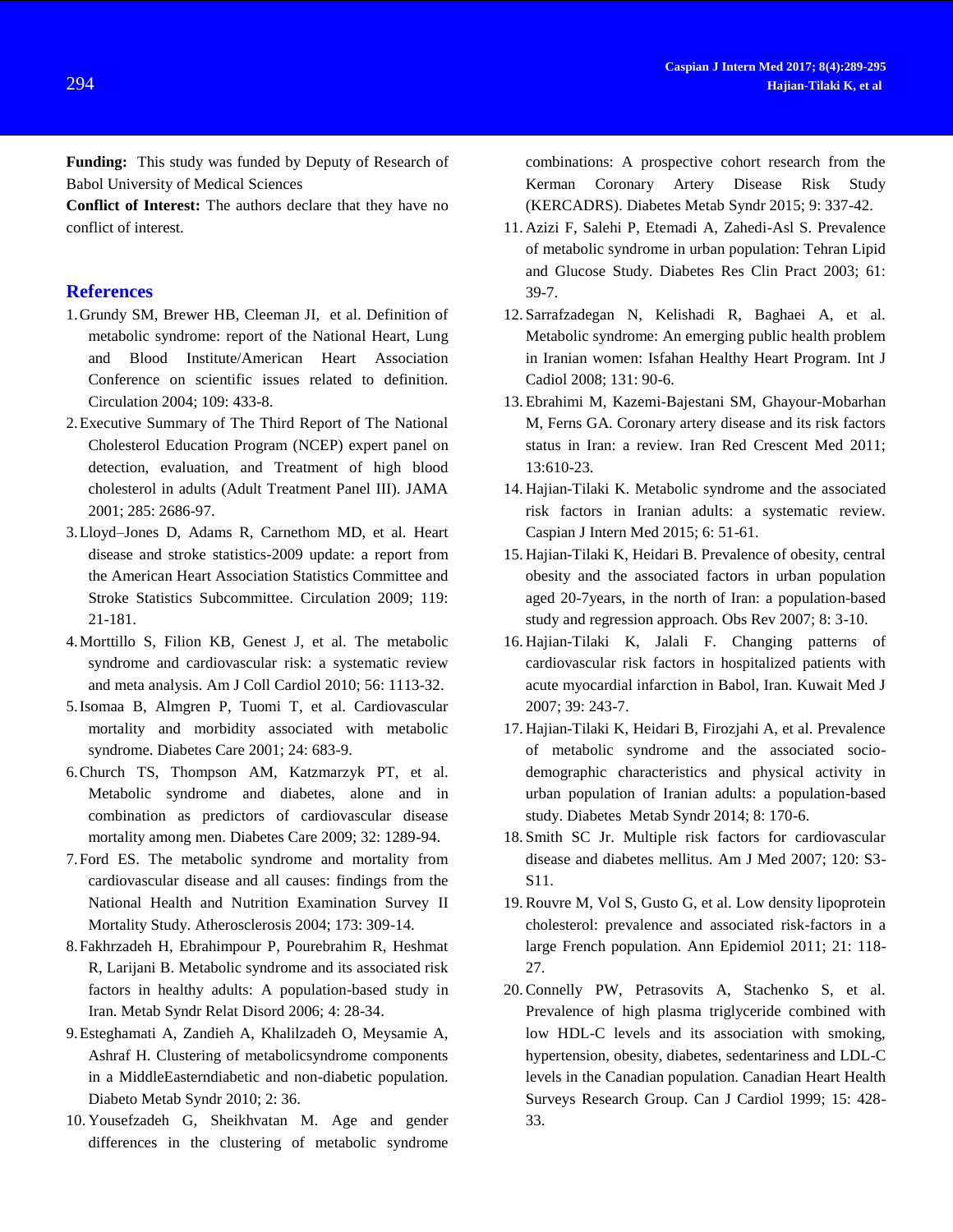**Funding:** This study was funded by Deputy of Research of Babol University of Medical Sciences

**Conflict of Interest:** The authors declare that they have no conflict of interest.

## References

1. Grundy SM, Brewer HB, Cleeman JI, et al. Definition of metabolic syndrome: report of the National Heart, Lung and Blood Institute/American Heart Association Conference on scientific issues related to definition. Circulation 2004; 109: 433-8.
2. Executive Summary of The Third Report of The National Cholesterol Education Program (NCEP) expert panel on detection, evaluation, and Treatment of high blood cholesterol in adults (Adult Treatment Panel III). JAMA 2001; 285: 2686-97.
3. Lloyd–Jones D, Adams R, Carnethom MD, et al. Heart disease and stroke statistics-2009 update: a report from the American Heart Association Statistics Committee and Stroke Statistics Subcommittee. Circulation 2009; 119: 21-181.
4. Morttillo S, Filion KB, Genest J, et al. The metabolic syndrome and cardiovascular risk: a systematic review and meta analysis. Am J Coll Cardiol 2010; 56: 1113-32.
5. Isomaa B, Almgren P, Tuomi T, et al. Cardiovascular mortality and morbidity associated with metabolic syndrome. Diabetes Care 2001; 24: 683-9.
6. Church TS, Thompson AM, Katzmarzyk PT, et al. Metabolic syndrome and diabetes, alone and in combination as predictors of cardiovascular disease mortality among men. Diabetes Care 2009; 32: 1289-94.
7. Ford ES. The metabolic syndrome and mortality from cardiovascular disease and all causes: findings from the National Health and Nutrition Examination Survey II Mortality Study. Atherosclerosis 2004; 173: 309-14.
8. Fakhrzadeh H, Ebrahimpour P, Pourebrahim R, Heshmat R, Larijani B. Metabolic syndrome and its associated risk factors in healthy adults: A population-based study in Iran. Metab Syndr Relat Disord 2006; 4: 28-34.
9. Esteghamati A, Zandieh A, Khalilzadeh O, Meysamie A, Ashraf H. Clustering of metabolicsyndrome components in a MiddleEasterndiabetic and non-diabetic population. Diabeto Metab Syndr 2010; 2: 36.
10. Yousefzadeh G, Sheikhvatan M. Age and gender differences in the clustering of metabolic syndrome combinations: A prospective cohort research from the Kerman Coronary Artery Disease Risk Study (KERCADRS). Diabetes Metab Syndr 2015; 9: 337-42.
11. Azizi F, Salehi P, Etemadi A, Zahedi-Asl S. Prevalence of metabolic syndrome in urban population: Tehran Lipid and Glucose Study. Diabetes Res Clin Pract 2003; 61: 39-7.
12. Sarrafzadegan N, Kelishadi R, Baghaei A, et al. Metabolic syndrome: An emerging public health problem in Iranian women: Isfahan Healthy Heart Program. Int J Cadiol 2008; 131: 90-6.
13. Ebrahimi M, Kazemi-Bajestani SM, Ghayour-Mobarhan M, Ferns GA. Coronary artery disease and its risk factors status in Iran: a review. Iran Red Crescent Med 2011; 13:610-23.
14. Hajian-Tilaki K. Metabolic syndrome and the associated risk factors in Iranian adults: a systematic review. Caspian J Intern Med 2015; 6: 51-61.
15. Hajian-Tilaki K, Heidari B. Prevalence of obesity, central obesity and the associated factors in urban population aged 20-7years, in the north of Iran: a population-based study and regression approach. Obs Rev 2007; 8: 3-10.
16. Hajian-Tilaki K, Jalali F. Changing patterns of cardiovascular risk factors in hospitalized patients with acute myocardial infarction in Babol, Iran. Kuwait Med J 2007; 39: 243-7.
17. Hajian-Tilaki K, Heidari B, Firozjahi A, et al. Prevalence of metabolic syndrome and the associated socio-demographic characteristics and physical activity in urban population of Iranian adults: a population-based study. Diabetes Metab Syndr 2014; 8: 170-6.
18. Smith SC Jr. Multiple risk factors for cardiovascular disease and diabetes mellitus. Am J Med 2007; 120: S3-S11.
19. Rouvre M, Vol S, Gusto G, et al. Low density lipoprotein cholesterol: prevalence and associated risk-factors in a large French population. Ann Epidemiol 2011; 21: 118-27.
20. Connelly PW, Petrasovits A, Stachenko S, et al. Prevalence of high plasma triglyceride combined with low HDL-C levels and its association with smoking, hypertension, obesity, diabetes, sedentariness and LDL-C levels in the Canadian population. Canadian Heart Health Surveys Research Group. Can J Cardiol 1999; 15: 428-33.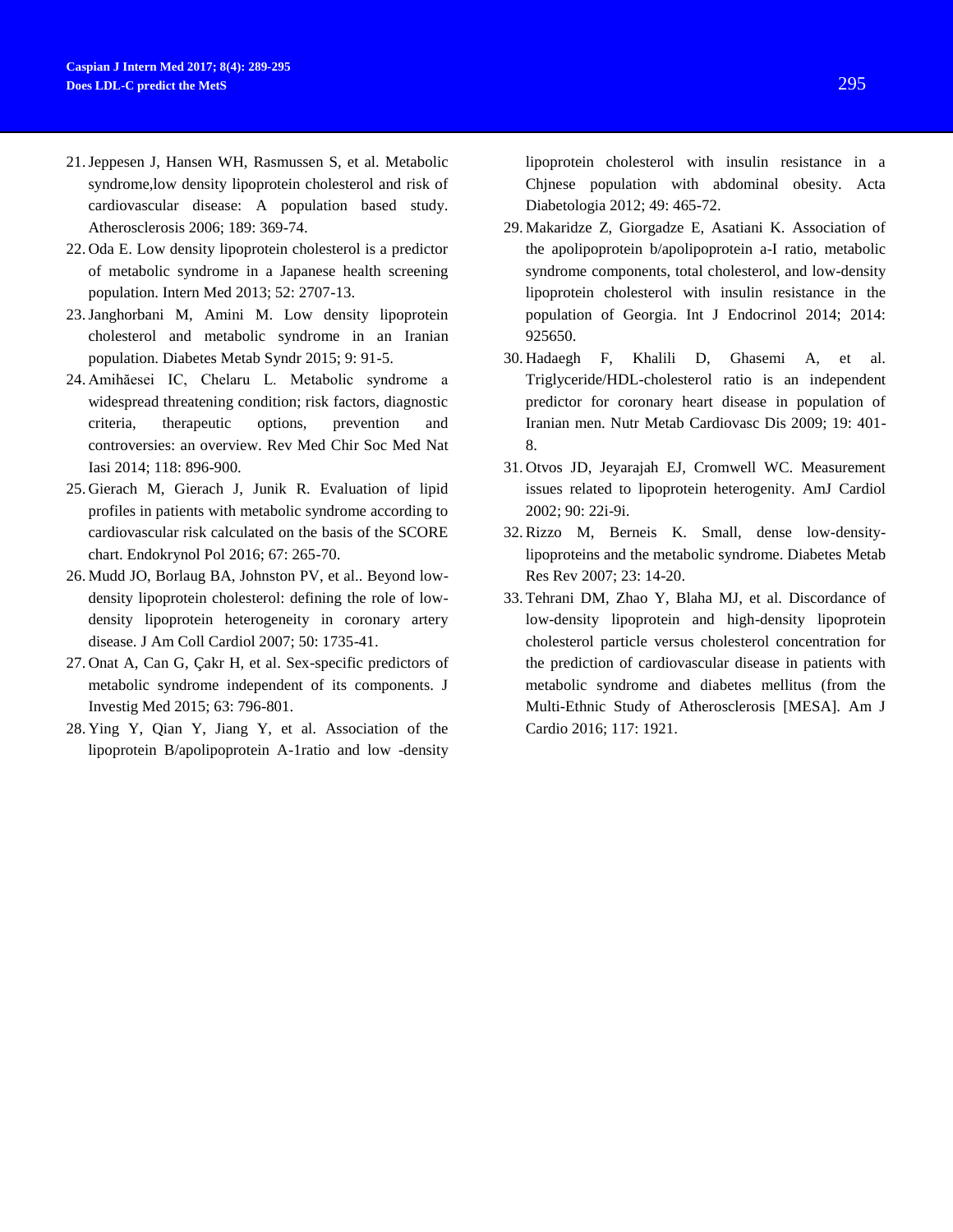21. Jeppesen J, Hansen WH, Rasmussen S, et al. Metabolic syndrome,low density lipoprotein cholesterol and risk of cardiovascular disease: A population based study. Atherosclerosis 2006; 189: 369-74.
22. Oda E. Low density lipoprotein cholesterol is a predictor of metabolic syndrome in a Japanese health screening population. Intern Med 2013; 52: 2707-13.
23. Janghorbani M, Amini M. Low density lipoprotein cholesterol and metabolic syndrome in an Iranian population. Diabetes Metab Syndr 2015; 9: 91-5.
24. Amihăesei IC, Chelaru L. Metabolic syndrome a widespread threatening condition; risk factors, diagnostic criteria, therapeutic options, prevention and controversies: an overview. Rev Med Chir Soc Med Nat Iasi 2014; 118: 896-900.
25. Gierach M, Gierach J, Junik R. Evaluation of lipid profiles in patients with metabolic syndrome according to cardiovascular risk calculated on the basis of the SCORE chart. Endokrynol Pol 2016; 67: 265-70.
26. Mudd JO, Borlaug BA, Johnston PV, et al.. Beyond low-density lipoprotein cholesterol: defining the role of low-density lipoprotein heterogeneity in coronary artery disease. J Am Coll Cardiol 2007; 50: 1735-41.
27. Onat A, Can G, Çakr H, et al. Sex-specific predictors of metabolic syndrome independent of its components. J Investig Med 2015; 63: 796-801.
28. Ying Y, Qian Y, Jiang Y, et al. Association of the lipoprotein B/apolipoprotein A-1ratio and low -density lipoprotein cholesterol with insulin resistance in a Chjnese population with abdominal obesity. Acta Diabetologia 2012; 49: 465-72.
29. Makaridze Z, Giorgadze E, Asatiani K. Association of the apolipoprotein b/apolipoprotein a-I ratio, metabolic syndrome components, total cholesterol, and low-density lipoprotein cholesterol with insulin resistance in the population of Georgia. Int J Endocrinol 2014; 2014: 925650.
30. Hadaegh F, Khalili D, Ghasemi A, et al. Triglyceride/HDL-cholesterol ratio is an independent predictor for coronary heart disease in population of Iranian men. Nutr Metab Cardiovasc Dis 2009; 19: 401-8.
31. Otvos JD, Jeyarajah EJ, Cromwell WC. Measurement issues related to lipoprotein heterogenity. AmJ Cardiol 2002; 90: 22i-9i.
32. Rizzo M, Berneis K. Small, dense low-density-lipoproteins and the metabolic syndrome. Diabetes Metab Res Rev 2007; 23: 14-20.
33. Tehrani DM, Zhao Y, Blaha MJ, et al. Discordance of low-density lipoprotein and high-density lipoprotein cholesterol particle versus cholesterol concentration for the prediction of cardiovascular disease in patients with metabolic syndrome and diabetes mellitus (from the Multi-Ethnic Study of Atherosclerosis [MESA]. Am J Cardio 2016; 117: 1921.